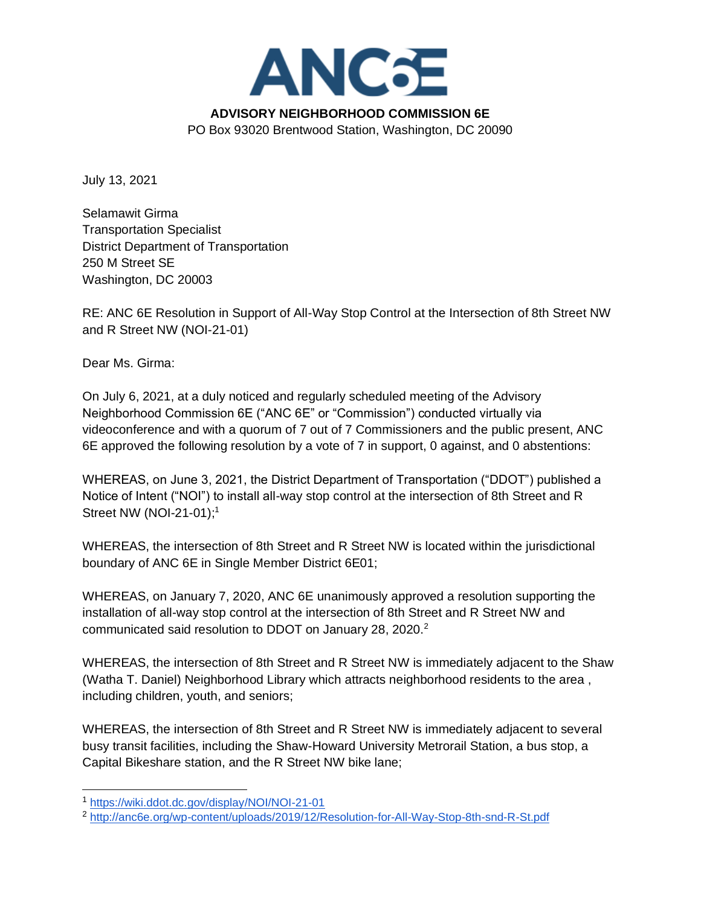# ANC6E

**ADVISORY NEIGHBORHOOD COMMISSION 6E**

PO Box 93020 Brentwood Station, Washington, DC 20090

July 13, 2021

Selamawit Girma
Transportation Specialist
District Department of Transportation
250 M Street SE
Washington, DC 20003

RE: ANC 6E Resolution in Support of All-Way Stop Control at the Intersection of 8th Street NW and R Street NW (NOI-21-01)

Dear Ms. Girma:

On July 6, 2021, at a duly noticed and regularly scheduled meeting of the Advisory Neighborhood Commission 6E ("ANC 6E" or "Commission") conducted virtually via videoconference and with a quorum of 7 out of 7 Commissioners and the public present, ANC 6E approved the following resolution by a vote of 7 in support, 0 against, and 0 abstentions:

WHEREAS, on June 3, 2021, the District Department of Transportation ("DDOT") published a Notice of Intent ("NOI") to install all-way stop control at the intersection of 8th Street and R Street NW (NOI-21-01);[1]

WHEREAS, the intersection of 8th Street and R Street NW is located within the jurisdictional boundary of ANC 6E in Single Member District 6E01;

WHEREAS, on January 7, 2020, ANC 6E unanimously approved a resolution supporting the installation of all-way stop control at the intersection of 8th Street and R Street NW and communicated said resolution to DDOT on January 28, 2020.[2]

WHEREAS, the intersection of 8th Street and R Street NW is immediately adjacent to the Shaw (Watha T. Daniel) Neighborhood Library which attracts neighborhood residents to the area , including children, youth, and seniors;

WHEREAS, the intersection of 8th Street and R Street NW is immediately adjacent to several busy transit facilities, including the Shaw-Howard University Metrorail Station, a bus stop, a Capital Bikeshare station, and the R Street NW bike lane;

---

[1] https://wiki.ddot.dc.gov/display/NOI/NOI-21-01

[2] http://anc6e.org/wp-content/uploads/2019/12/Resolution-for-All-Way-Stop-8th-snd-R-St.pdf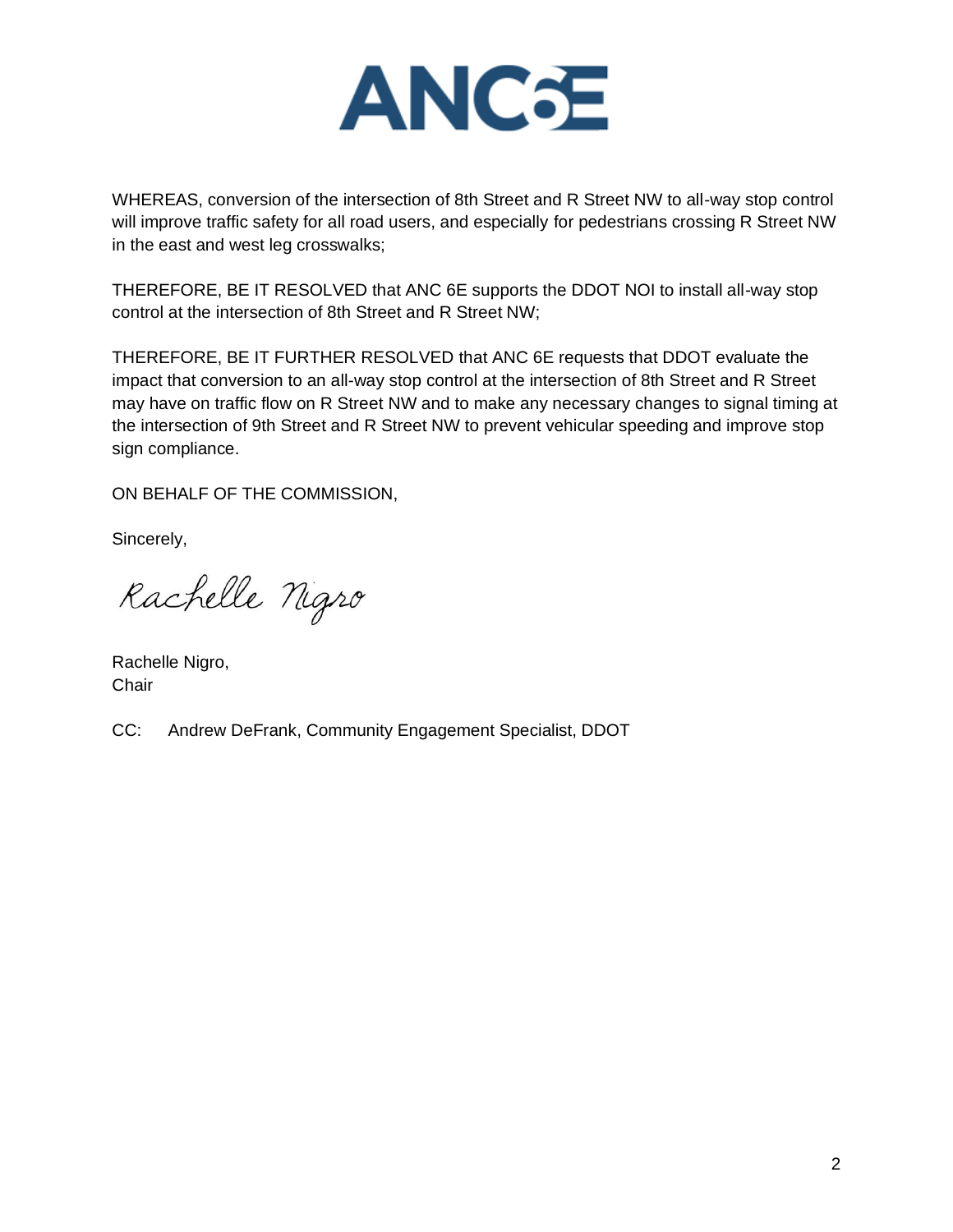WHEREAS, conversion of the intersection of 8th Street and R Street NW to all-way stop control will improve traffic safety for all road users, and especially for pedestrians crossing R Street NW in the east and west leg crosswalks;

THEREFORE, BE IT RESOLVED that ANC 6E supports the DDOT NOI to install all-way stop control at the intersection of 8th Street and R Street NW;

THEREFORE, BE IT FURTHER RESOLVED that ANC 6E requests that DDOT evaluate the impact that conversion to an all-way stop control at the intersection of 8th Street and R Street may have on traffic flow on R Street NW and to make any necessary changes to signal timing at the intersection of 9th Street and R Street NW to prevent vehicular speeding and improve stop sign compliance.

ON BEHALF OF THE COMMISSION,

Sincerely,

Rachelle Nigro

Rachelle Nigro,
Chair

CC: Andrew DeFrank, Community Engagement Specialist, DDOT